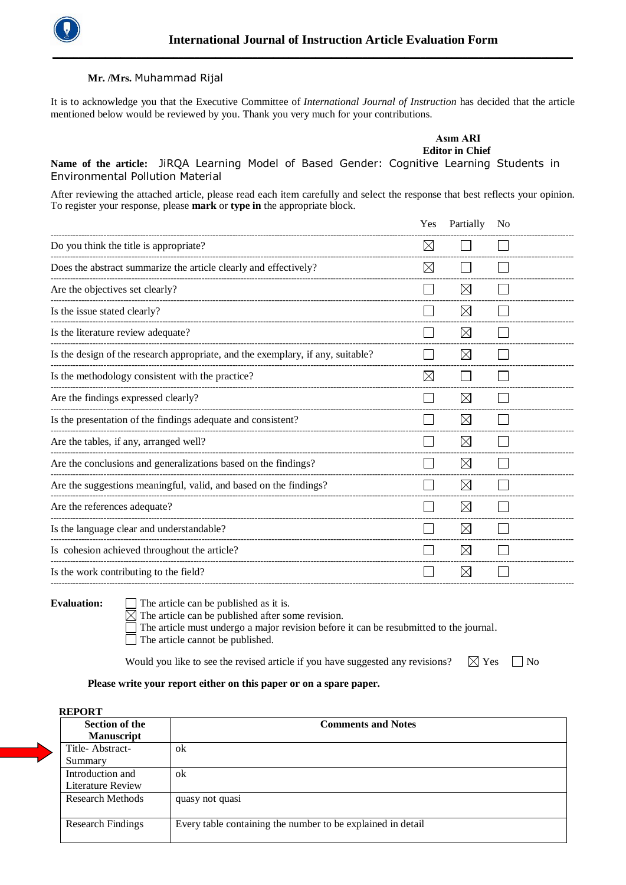# International Journal of Instruction Article Evaluation Form

**Mr. /Mrs.** Muhammad Rijal

It is to acknowledge you that the Executive Committee of *International Journal of Instruction* has decided that the article mentioned below would be reviewed by you. Thank you very much for your contributions.

**Asım ARI**
**Editor in Chief**

**Name of the article:** JiRQA Learning Model of Based Gender: Cognitive Learning Students in Environmental Pollution Material

After reviewing the attached article, please read each item carefully and select the response that best reflects your opinion. To register your response, please **mark** or **type in** the appropriate block.

| | Yes | Partially | No |
|---|---|---|---|
| Do you think the title is appropriate? | ☒ | ☐ | ☐ |
| Does the abstract summarize the article clearly and effectively? | ☒ | ☐ | ☐ |
| Are the objectives set clearly? | ☐ | ☒ | ☐ |
| Is the issue stated clearly? | ☐ | ☒ | ☐ |
| Is the literature review adequate? | ☐ | ☒ | ☐ |
| Is the design of the research appropriate, and the exemplary, if any, suitable? | ☐ | ☒ | ☐ |
| Is the methodology consistent with the practice? | ☒ | ☐ | ☐ |
| Are the findings expressed clearly? | ☐ | ☒ | ☐ |
| Is the presentation of the findings adequate and consistent? | ☐ | ☒ | ☐ |
| Are the tables, if any, arranged well? | ☐ | ☒ | ☐ |
| Are the conclusions and generalizations based on the findings? | ☐ | ☒ | ☐ |
| Are the suggestions meaningful, valid, and based on the findings? | ☐ | ☒ | ☐ |
| Are the references adequate? | ☐ | ☒ | ☐ |
| Is the language clear and understandable? | ☐ | ☒ | ☐ |
| Is cohesion achieved throughout the article? | ☐ | ☒ | ☐ |
| Is the work contributing to the field? | ☐ | ☒ | ☐ |

**Evaluation:**

- ☐ The article can be published as it is.
- ☒ The article can be published after some revision.
- ☐ The article must undergo a major revision before it can be resubmitted to the journal.
- ☐ The article cannot be published.

Would you like to see the revised article if you have suggested any revisions? ☒ Yes ☐ No

**Please write your report either on this paper or on a spare paper.**

**REPORT**

| Section of the Manuscript | Comments and Notes |
|---|---|
| Title- Abstract-Summary | ok |
| Introduction and Literature Review | ok |
| Research Methods | quasy not quasi |
| Research Findings | Every table containing the number to be explained in detail |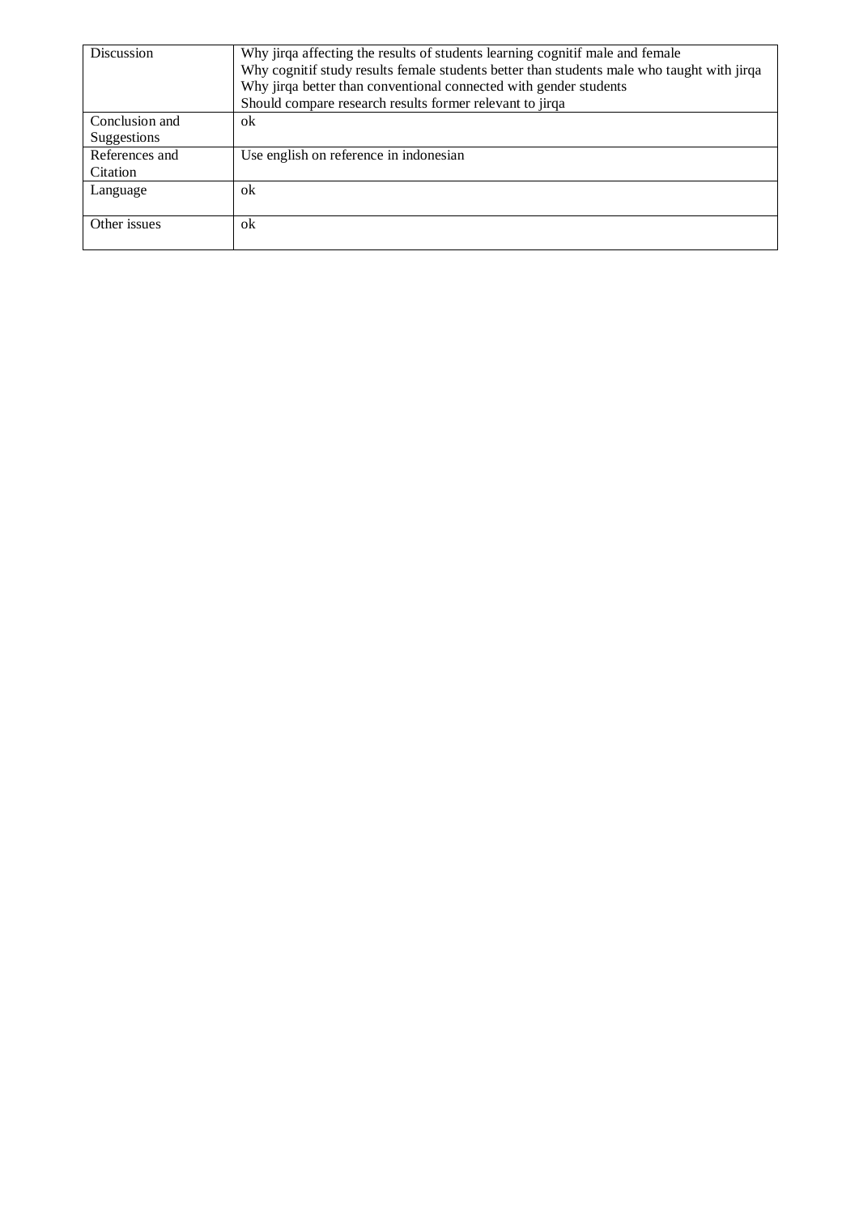| Discussion | Why jirqa affecting the results of students learning cognitif male and female<br>Why cognitif study results female students better than students male who taught with jirqa<br>Why jirqa better than conventional connected with gender students<br>Should compare research results former relevant to jirqa |
|---|---|
| Conclusion and Suggestions | ok |
| References and Citation | Use english on reference in indonesian |
| Language | ok |
| Other issues | ok |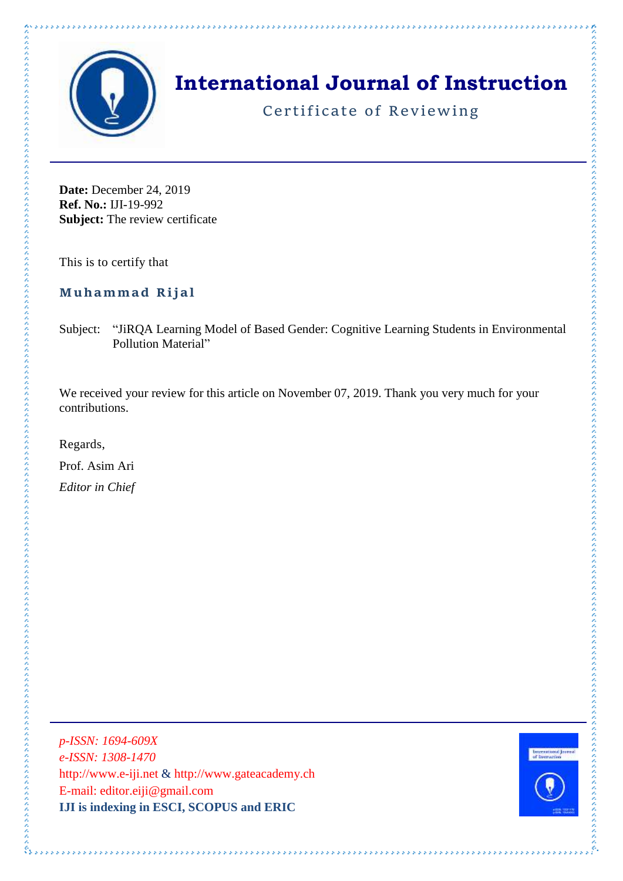# International Journal of Instruction

## Certificate of Reviewing

**Date:** December 24, 2019
**Ref. No.:** IJI-19-992
**Subject:** The review certificate

This is to certify that

**Muhammad Rijal**

Subject: "JiRQA Learning Model of Based Gender: Cognitive Learning Students in Environmental Pollution Material"

We received your review for this article on November 07, 2019. Thank you very much for your contributions.

Regards,

Prof. Asim Ari

*Editor in Chief*

*p-ISSN: 1694-609X*
*e-ISSN: 1308-1470*
http://www.e-iji.net & http://www.gateacademy.ch
E-mail: editor.eiji@gmail.com
**IJI is indexing in ESCI, SCOPUS and ERIC**